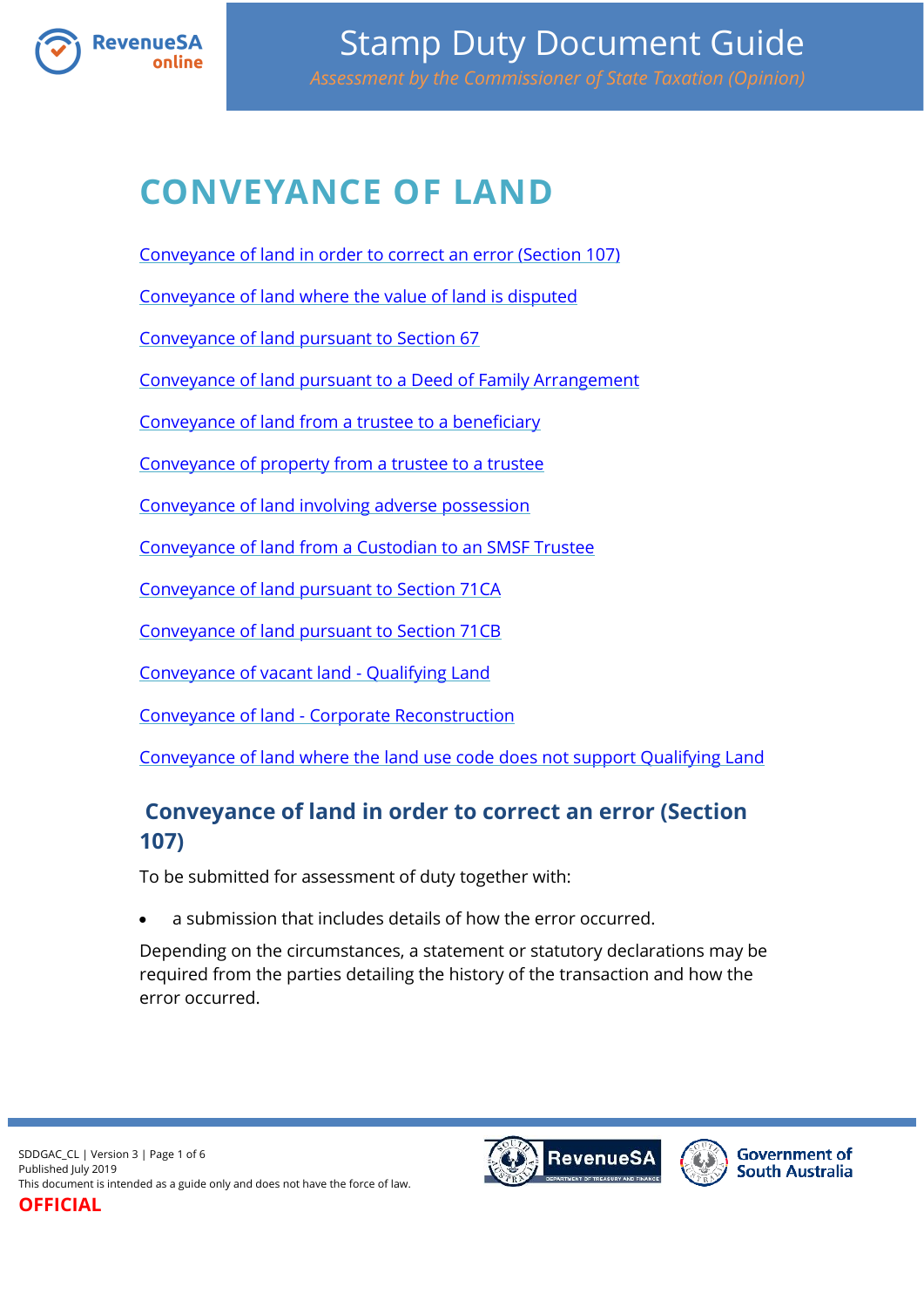# Stamp Duty Document Guide

*Assessment by the Commissioner of State Taxation (Opinion)*

# CONVEYANCE OF LAND

Conveyance of land in order to correct an error (Section 107)

Conveyance of land where the value of land is disputed

Conveyance of land pursuant to Section 67

Conveyance of land pursuant to a Deed of Family Arrangement

Conveyance of land from a trustee to a beneficiary

Conveyance of property from a trustee to a trustee

Conveyance of land involving adverse possession

Conveyance of land from a Custodian to an SMSF Trustee

Conveyance of land pursuant to Section 71CA

Conveyance of land pursuant to Section 71CB

Conveyance of vacant land - Qualifying Land

Conveyance of land - Corporate Reconstruction

Conveyance of land where the land use code does not support Qualifying Land

## Conveyance of land in order to correct an error (Section 107)

To be submitted for assessment of duty together with:

- a submission that includes details of how the error occurred.

Depending on the circumstances, a statement or statutory declarations may be required from the parties detailing the history of the transaction and how the error occurred.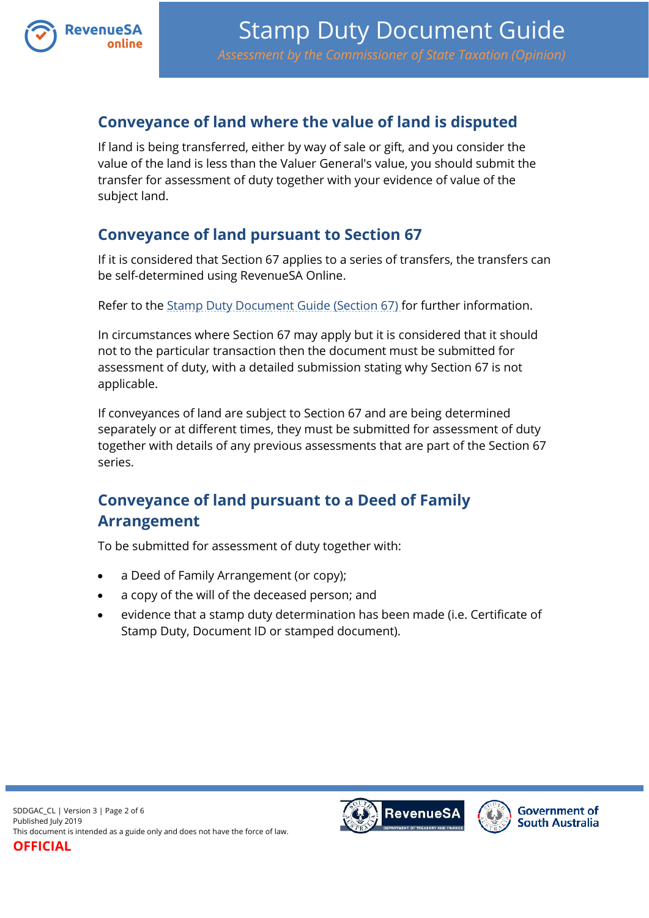## Conveyance of land where the value of land is disputed

If land is being transferred, either by way of sale or gift, and you consider the value of the land is less than the Valuer General's value, you should submit the transfer for assessment of duty together with your evidence of value of the subject land.

## Conveyance of land pursuant to Section 67

If it is considered that Section 67 applies to a series of transfers, the transfers can be self-determined using RevenueSA Online.

Refer to the Stamp Duty Document Guide (Section 67) for further information.

In circumstances where Section 67 may apply but it is considered that it should not to the particular transaction then the document must be submitted for assessment of duty, with a detailed submission stating why Section 67 is not applicable.

If conveyances of land are subject to Section 67 and are being determined separately or at different times, they must be submitted for assessment of duty together with details of any previous assessments that are part of the Section 67 series.

## Conveyance of land pursuant to a Deed of Family Arrangement

To be submitted for assessment of duty together with:

- a Deed of Family Arrangement (or copy);
- a copy of the will of the deceased person; and
- evidence that a stamp duty determination has been made (i.e. Certificate of Stamp Duty, Document ID or stamped document).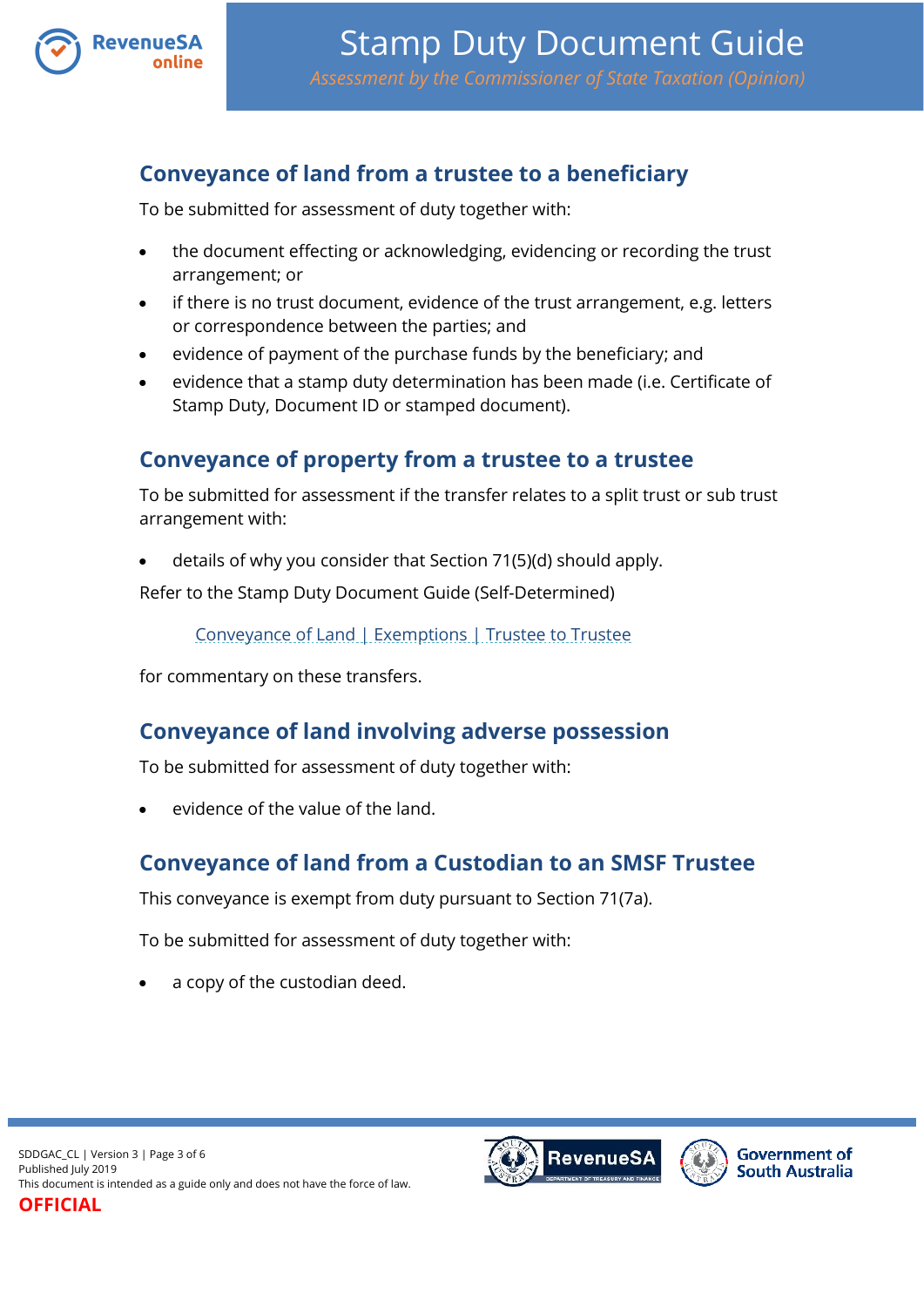## Conveyance of land from a trustee to a beneficiary

To be submitted for assessment of duty together with:

- the document effecting or acknowledging, evidencing or recording the trust arrangement; or
- if there is no trust document, evidence of the trust arrangement, e.g. letters or correspondence between the parties; and
- evidence of payment of the purchase funds by the beneficiary; and
- evidence that a stamp duty determination has been made (i.e. Certificate of Stamp Duty, Document ID or stamped document).

## Conveyance of property from a trustee to a trustee

To be submitted for assessment if the transfer relates to a split trust or sub trust arrangement with:

- details of why you consider that Section 71(5)(d) should apply.

Refer to the Stamp Duty Document Guide (Self-Determined)

Conveyance of Land | Exemptions | Trustee to Trustee

for commentary on these transfers.

## Conveyance of land involving adverse possession

To be submitted for assessment of duty together with:

- evidence of the value of the land.

## Conveyance of land from a Custodian to an SMSF Trustee

This conveyance is exempt from duty pursuant to Section 71(7a).

To be submitted for assessment of duty together with:

- a copy of the custodian deed.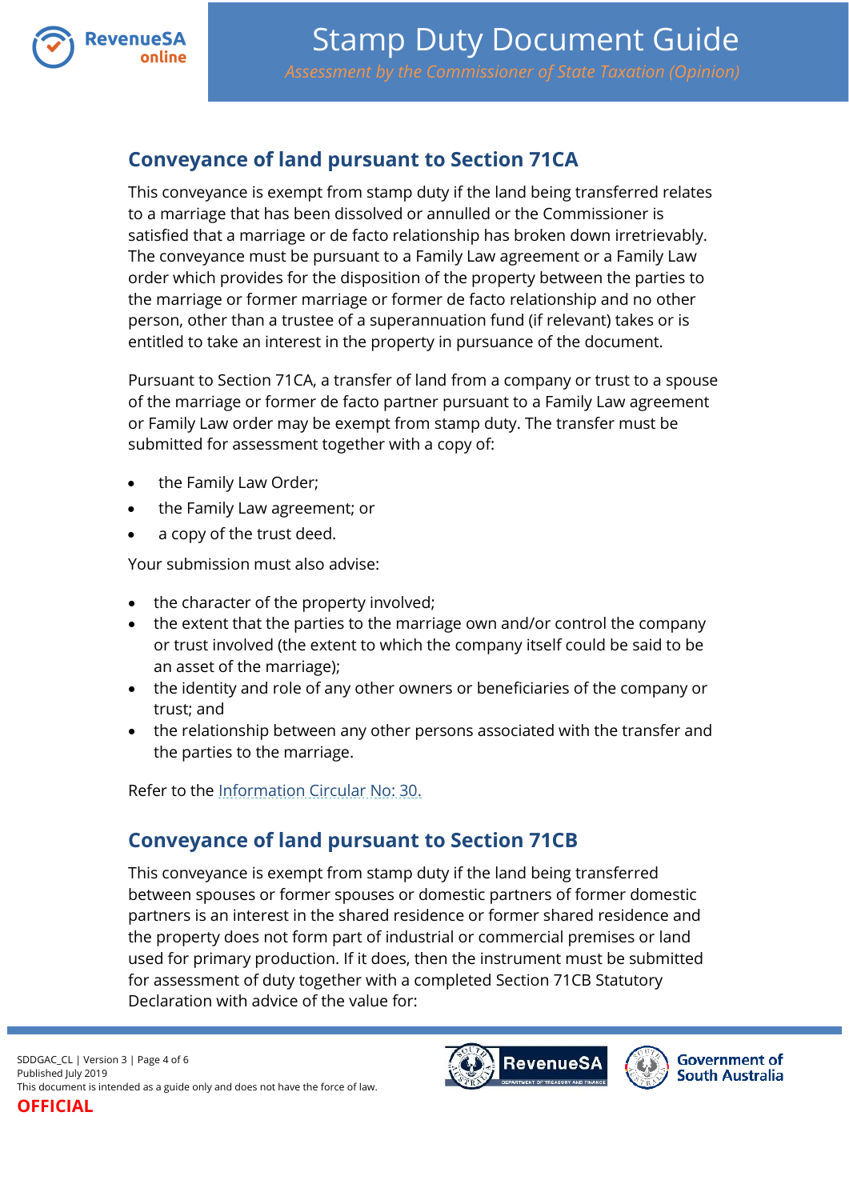## Conveyance of land pursuant to Section 71CA

This conveyance is exempt from stamp duty if the land being transferred relates to a marriage that has been dissolved or annulled or the Commissioner is satisfied that a marriage or de facto relationship has broken down irretrievably. The conveyance must be pursuant to a Family Law agreement or a Family Law order which provides for the disposition of the property between the parties to the marriage or former marriage or former de facto relationship and no other person, other than a trustee of a superannuation fund (if relevant) takes or is entitled to take an interest in the property in pursuance of the document.

Pursuant to Section 71CA, a transfer of land from a company or trust to a spouse of the marriage or former de facto partner pursuant to a Family Law agreement or Family Law order may be exempt from stamp duty. The transfer must be submitted for assessment together with a copy of:

- the Family Law Order;
- the Family Law agreement; or
- a copy of the trust deed.

Your submission must also advise:

- the character of the property involved;
- the extent that the parties to the marriage own and/or control the company or trust involved (the extent to which the company itself could be said to be an asset of the marriage);
- the identity and role of any other owners or beneficiaries of the company or trust; and
- the relationship between any other persons associated with the transfer and the parties to the marriage.

Refer to the Information Circular No: 30.

## Conveyance of land pursuant to Section 71CB

This conveyance is exempt from stamp duty if the land being transferred between spouses or former spouses or domestic partners of former domestic partners is an interest in the shared residence or former shared residence and the property does not form part of industrial or commercial premises or land used for primary production. If it does, then the instrument must be submitted for assessment of duty together with a completed Section 71CB Statutory Declaration with advice of the value for: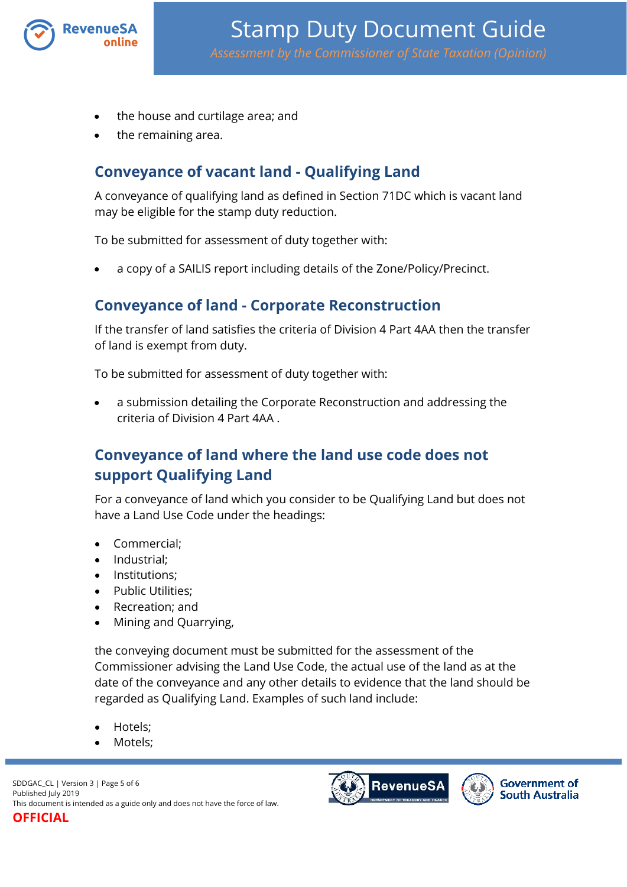- the house and curtilage area; and
- the remaining area.

## Conveyance of vacant land - Qualifying Land

A conveyance of qualifying land as defined in Section 71DC which is vacant land may be eligible for the stamp duty reduction.

To be submitted for assessment of duty together with:

- a copy of a SAILIS report including details of the Zone/Policy/Precinct.

## Conveyance of land - Corporate Reconstruction

If the transfer of land satisfies the criteria of Division 4 Part 4AA then the transfer of land is exempt from duty.

To be submitted for assessment of duty together with:

- a submission detailing the Corporate Reconstruction and addressing the criteria of Division 4 Part 4AA .

## Conveyance of land where the land use code does not support Qualifying Land

For a conveyance of land which you consider to be Qualifying Land but does not have a Land Use Code under the headings:

- Commercial;
- Industrial;
- Institutions;
- Public Utilities;
- Recreation; and
- Mining and Quarrying,

the conveying document must be submitted for the assessment of the Commissioner advising the Land Use Code, the actual use of the land as at the date of the conveyance and any other details to evidence that the land should be regarded as Qualifying Land. Examples of such land include:

- Hotels;
- Motels;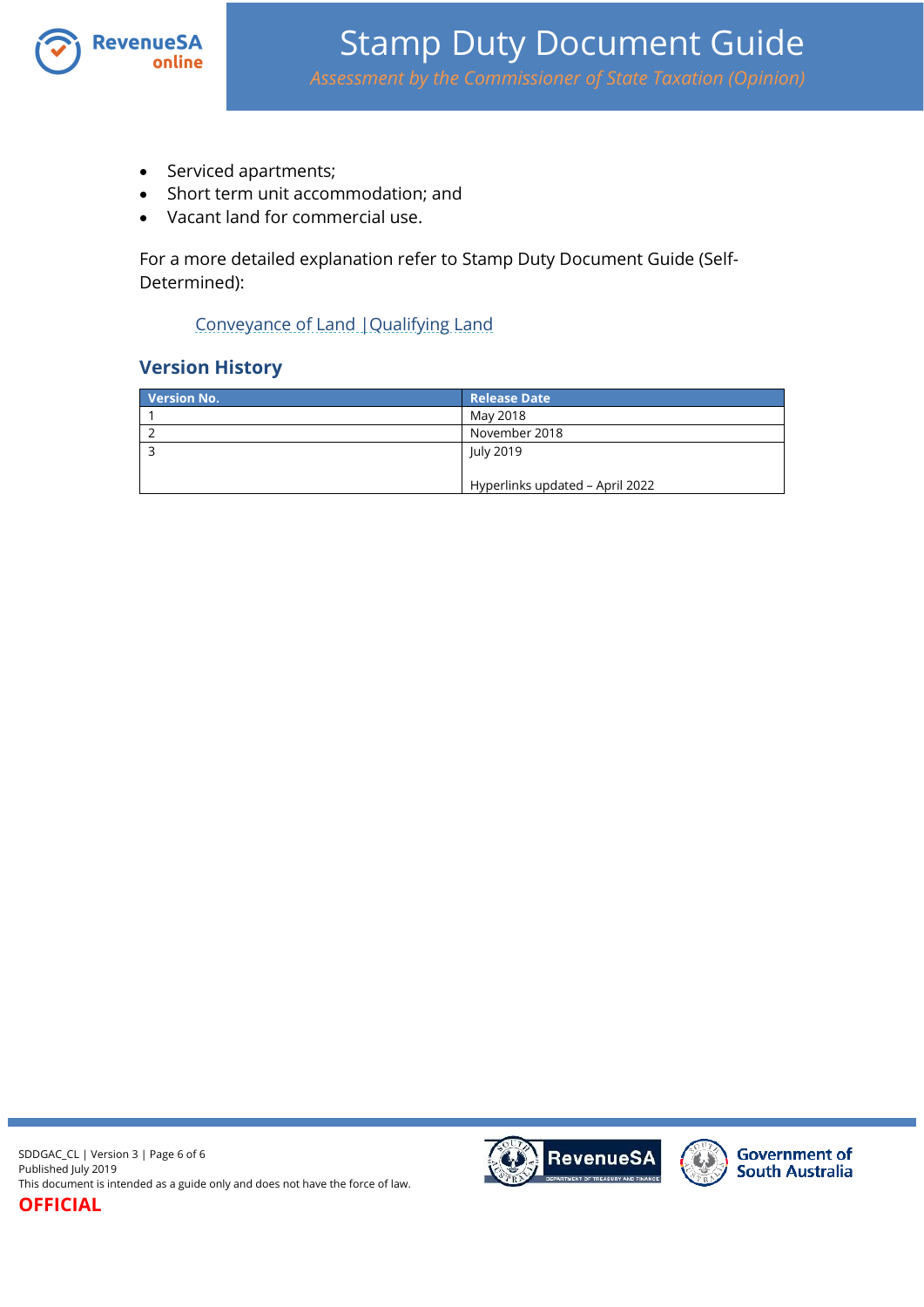- Serviced apartments;
- Short term unit accommodation; and
- Vacant land for commercial use.

For a more detailed explanation refer to Stamp Duty Document Guide (Self-Determined):

Conveyance of Land | Qualifying Land

## Version History

| Version No. | Release Date |
|---|---|
| 1 | May 2018 |
| 2 | November 2018 |
| 3 | July 2019<br><br>Hyperlinks updated – April 2022 |

Published July 2019

This document is intended as a guide only and does not have the force of law.

**OFFICIAL**